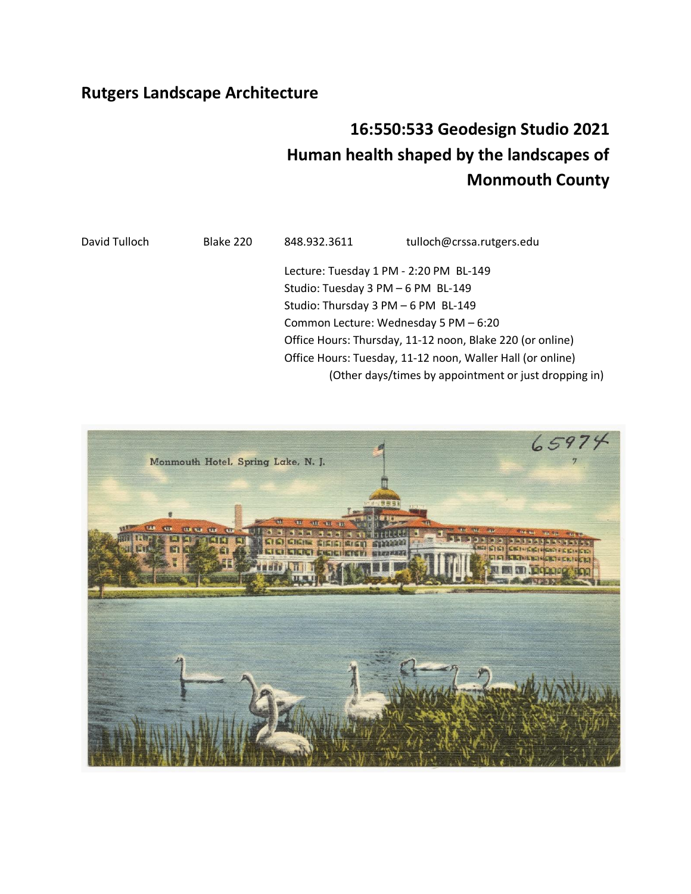# Rutgers Landscape Architecture

## 16:550:533 Geodesign Studio 2021
## Human health shaped by the landscapes of Monmouth County

David Tulloch    Blake 220    848.932.3611    tulloch@crssa.rutgers.edu

Lecture: Tuesday 1 PM - 2:20 PM  BL-149
Studio: Tuesday 3 PM – 6 PM  BL-149
Studio: Thursday 3 PM – 6 PM  BL-149
Common Lecture: Wednesday 5 PM – 6:20
Office Hours: Thursday, 11-12 noon, Blake 220 (or online)
Office Hours: Tuesday, 11-12 noon, Waller Hall (or online)
(Other days/times by appointment or just dropping in)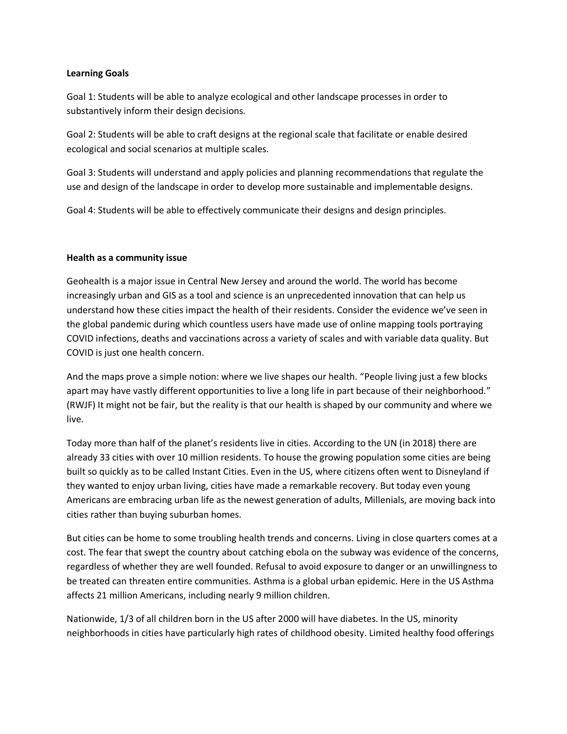**Learning Goals**

Goal 1: Students will be able to analyze ecological and other landscape processes in order to substantively inform their design decisions.

Goal 2: Students will be able to craft designs at the regional scale that facilitate or enable desired ecological and social scenarios at multiple scales.

Goal 3: Students will understand and apply policies and planning recommendations that regulate the use and design of the landscape in order to develop more sustainable and implementable designs.

Goal 4: Students will be able to effectively communicate their designs and design principles.

**Health as a community issue**

Geohealth is a major issue in Central New Jersey and around the world. The world has become increasingly urban and GIS as a tool and science is an unprecedented innovation that can help us understand how these cities impact the health of their residents. Consider the evidence we've seen in the global pandemic during which countless users have made use of online mapping tools portraying COVID infections, deaths and vaccinations across a variety of scales and with variable data quality. But COVID is just one health concern.

And the maps prove a simple notion: where we live shapes our health. "People living just a few blocks apart may have vastly different opportunities to live a long life in part because of their neighborhood." (RWJF) It might not be fair, but the reality is that our health is shaped by our community and where we live.

Today more than half of the planet's residents live in cities. According to the UN (in 2018) there are already 33 cities with over 10 million residents. To house the growing population some cities are being built so quickly as to be called Instant Cities. Even in the US, where citizens often went to Disneyland if they wanted to enjoy urban living, cities have made a remarkable recovery. But today even young Americans are embracing urban life as the newest generation of adults, Millenials, are moving back into cities rather than buying suburban homes.

But cities can be home to some troubling health trends and concerns. Living in close quarters comes at a cost. The fear that swept the country about catching ebola on the subway was evidence of the concerns, regardless of whether they are well founded. Refusal to avoid exposure to danger or an unwillingness to be treated can threaten entire communities. Asthma is a global urban epidemic. Here in the US Asthma affects 21 million Americans, including nearly 9 million children.

Nationwide, 1/3 of all children born in the US after 2000 will have diabetes. In the US, minority neighborhoods in cities have particularly high rates of childhood obesity. Limited healthy food offerings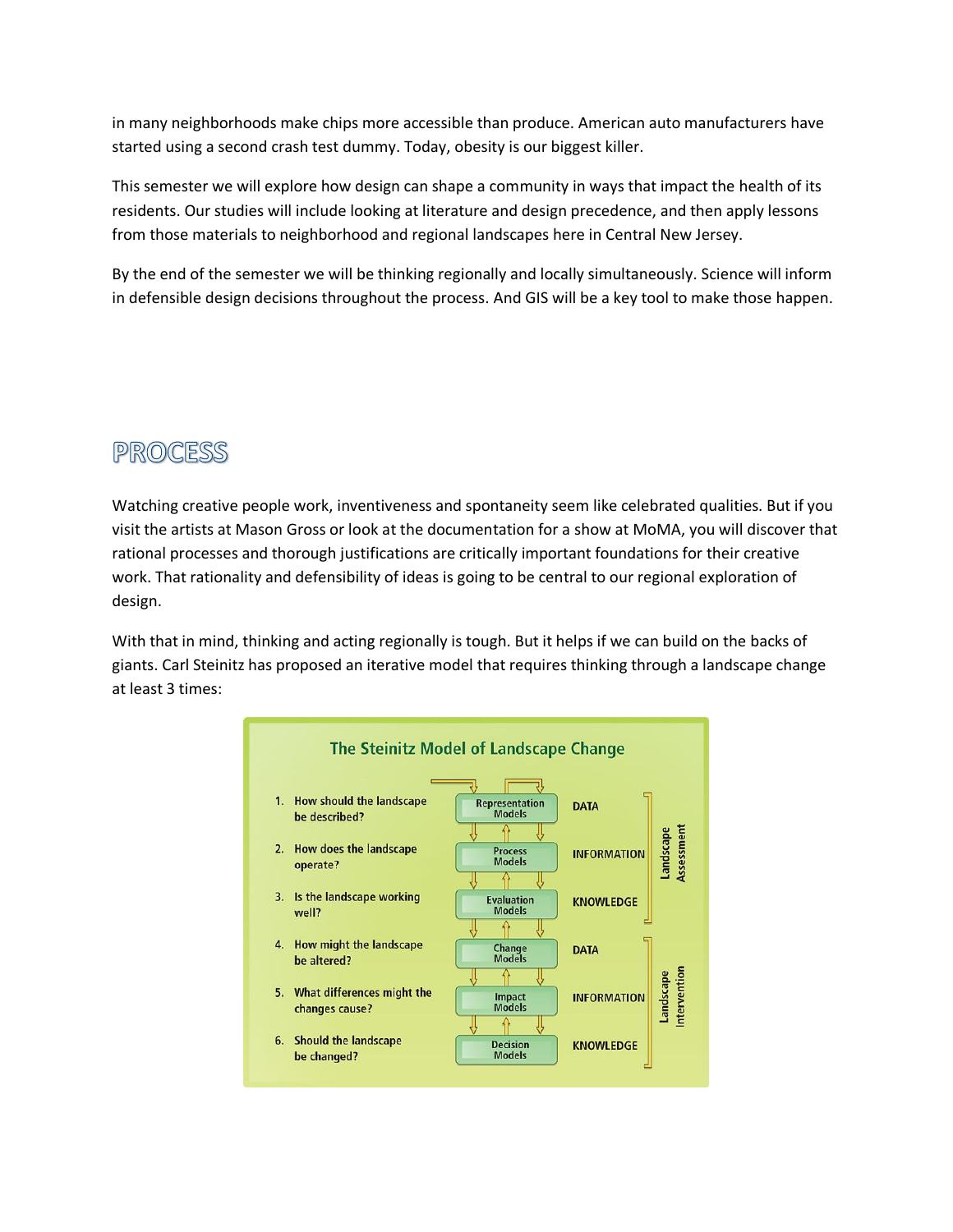in many neighborhoods make chips more accessible than produce. American auto manufacturers have started using a second crash test dummy. Today, obesity is our biggest killer.

This semester we will explore how design can shape a community in ways that impact the health of its residents. Our studies will include looking at literature and design precedence, and then apply lessons from those materials to neighborhood and regional landscapes here in Central New Jersey.

By the end of the semester we will be thinking regionally and locally simultaneously. Science will inform in defensible design decisions throughout the process. And GIS will be a key tool to make those happen.

# PROCESS

Watching creative people work, inventiveness and spontaneity seem like celebrated qualities. But if you visit the artists at Mason Gross or look at the documentation for a show at MoMA, you will discover that rational processes and thorough justifications are critically important foundations for their creative work. That rationality and defensibility of ideas is going to be central to our regional exploration of design.

With that in mind, thinking and acting regionally is tough. But it helps if we can build on the backs of giants. Carl Steinitz has proposed an iterative model that requires thinking through a landscape change at least 3 times:

**The Steinitz Model of Landscape Change**

| Question | Model | Level | Phase |
|---|---|---|---|
| 1. How should the landscape be described? | Representation Models | DATA | Landscape Assessment |
| 2. How does the landscape operate? | Process Models | INFORMATION | |
| 3. Is the landscape working well? | Evaluation Models | KNOWLEDGE | |
| 4. How might the landscape be altered? | Change Models | DATA | Landscape Intervention |
| 5. What differences might the changes cause? | Impact Models | INFORMATION | |
| 6. Should the landscape be changed? | Decision Models | KNOWLEDGE | |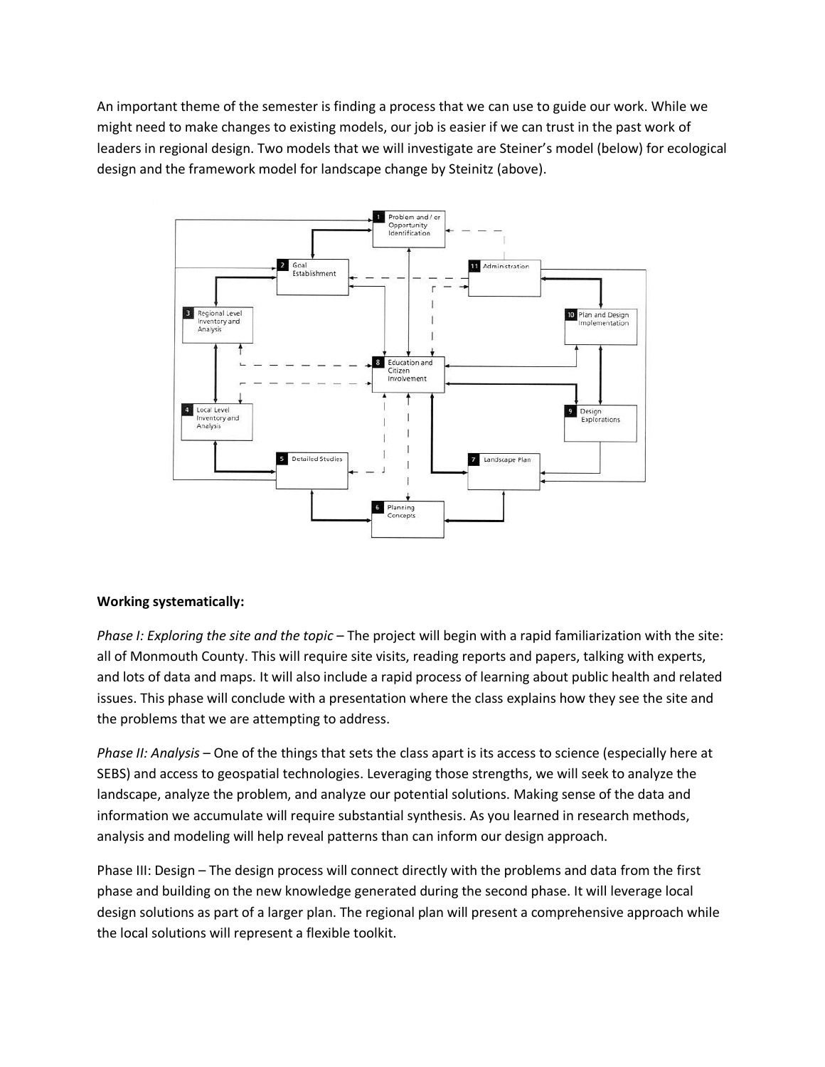An important theme of the semester is finding a process that we can use to guide our work. While we might need to make changes to existing models, our job is easier if we can trust in the past work of leaders in regional design. Two models that we will investigate are Steiner's model (below) for ecological design and the framework model for landscape change by Steinitz (above).

**Working systematically:**

*Phase I: Exploring the site and the topic* – The project will begin with a rapid familiarization with the site: all of Monmouth County. This will require site visits, reading reports and papers, talking with experts, and lots of data and maps. It will also include a rapid process of learning about public health and related issues. This phase will conclude with a presentation where the class explains how they see the site and the problems that we are attempting to address.

*Phase II: Analysis* – One of the things that sets the class apart is its access to science (especially here at SEBS) and access to geospatial technologies. Leveraging those strengths, we will seek to analyze the landscape, analyze the problem, and analyze our potential solutions. Making sense of the data and information we accumulate will require substantial synthesis. As you learned in research methods, analysis and modeling will help reveal patterns than can inform our design approach.

Phase III: Design – The design process will connect directly with the problems and data from the first phase and building on the new knowledge generated during the second phase. It will leverage local design solutions as part of a larger plan. The regional plan will present a comprehensive approach while the local solutions will represent a flexible toolkit.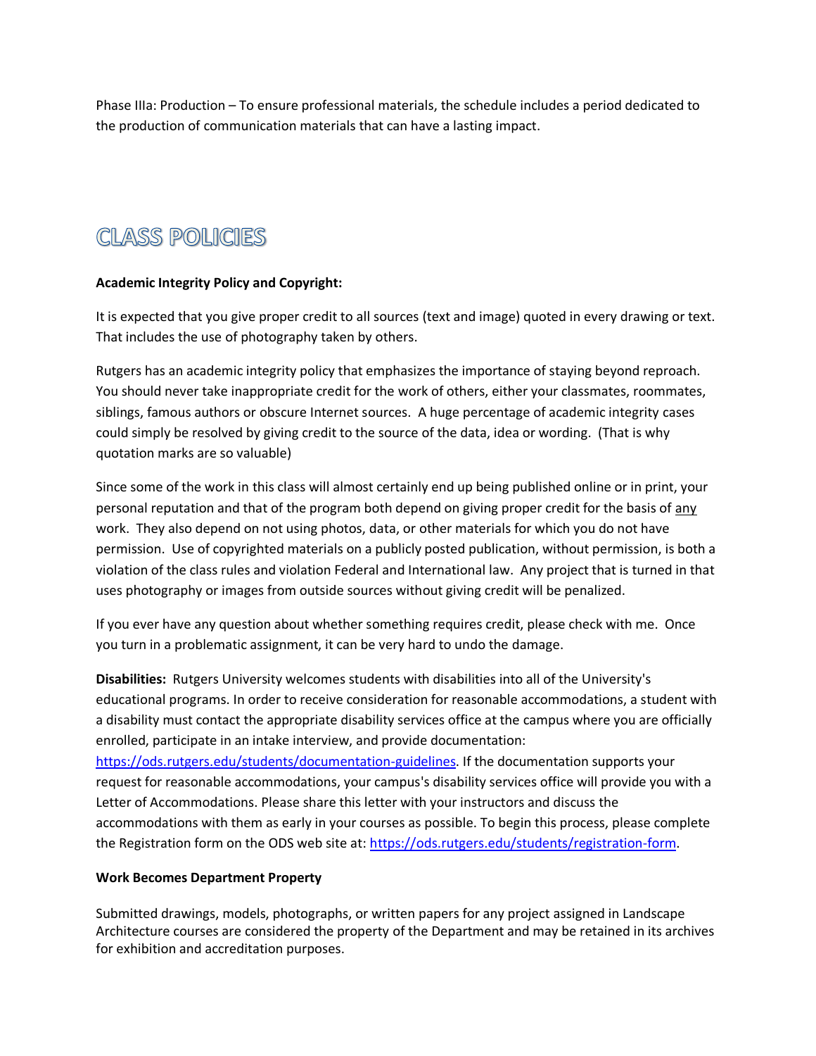Phase IIIa: Production – To ensure professional materials, the schedule includes a period dedicated to the production of communication materials that can have a lasting impact.

# CLASS POLICIES

**Academic Integrity Policy and Copyright:**

It is expected that you give proper credit to all sources (text and image) quoted in every drawing or text. That includes the use of photography taken by others.

Rutgers has an academic integrity policy that emphasizes the importance of staying beyond reproach. You should never take inappropriate credit for the work of others, either your classmates, roommates, siblings, famous authors or obscure Internet sources. A huge percentage of academic integrity cases could simply be resolved by giving credit to the source of the data, idea or wording. (That is why quotation marks are so valuable)

Since some of the work in this class will almost certainly end up being published online or in print, your personal reputation and that of the program both depend on giving proper credit for the basis of <u>any</u> work. They also depend on not using photos, data, or other materials for which you do not have permission. Use of copyrighted materials on a publicly posted publication, without permission, is both a violation of the class rules and violation Federal and International law. Any project that is turned in that uses photography or images from outside sources without giving credit will be penalized.

If you ever have any question about whether something requires credit, please check with me. Once you turn in a problematic assignment, it can be very hard to undo the damage.

**Disabilities:** Rutgers University welcomes students with disabilities into all of the University's educational programs. In order to receive consideration for reasonable accommodations, a student with a disability must contact the appropriate disability services office at the campus where you are officially enrolled, participate in an intake interview, and provide documentation: https://ods.rutgers.edu/students/documentation-guidelines. If the documentation supports your request for reasonable accommodations, your campus's disability services office will provide you with a Letter of Accommodations. Please share this letter with your instructors and discuss the accommodations with them as early in your courses as possible. To begin this process, please complete the Registration form on the ODS web site at: https://ods.rutgers.edu/students/registration-form.

**Work Becomes Department Property**

Submitted drawings, models, photographs, or written papers for any project assigned in Landscape Architecture courses are considered the property of the Department and may be retained in its archives for exhibition and accreditation purposes.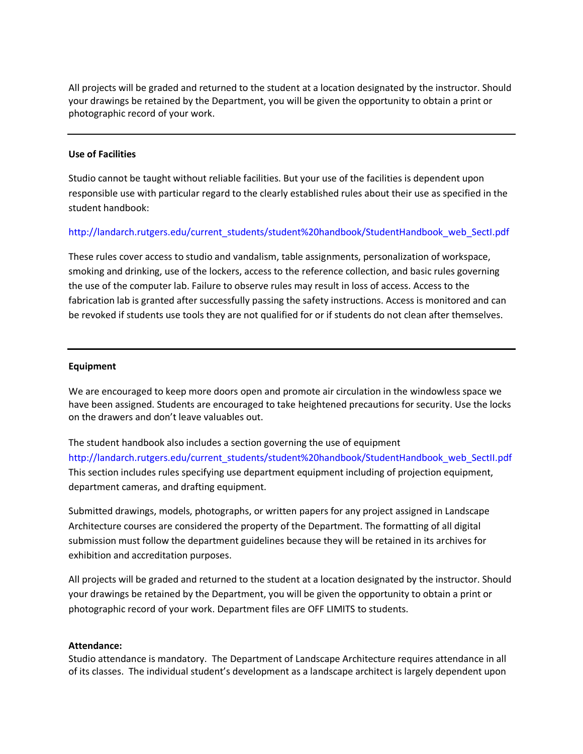All projects will be graded and returned to the student at a location designated by the instructor. Should your drawings be retained by the Department, you will be given the opportunity to obtain a print or photographic record of your work.

---

**Use of Facilities**

Studio cannot be taught without reliable facilities. But your use of the facilities is dependent upon responsible use with particular regard to the clearly established rules about their use as specified in the student handbook:

http://landarch.rutgers.edu/current_students/student%20handbook/StudentHandbook_web_SectI.pdf

These rules cover access to studio and vandalism, table assignments, personalization of workspace, smoking and drinking, use of the lockers, access to the reference collection, and basic rules governing the use of the computer lab. Failure to observe rules may result in loss of access. Access to the fabrication lab is granted after successfully passing the safety instructions. Access is monitored and can be revoked if students use tools they are not qualified for or if students do not clean after themselves.

---

**Equipment**

We are encouraged to keep more doors open and promote air circulation in the windowless space we have been assigned. Students are encouraged to take heightened precautions for security. Use the locks on the drawers and don't leave valuables out.

The student handbook also includes a section governing the use of equipment
http://landarch.rutgers.edu/current_students/student%20handbook/StudentHandbook_web_SectII.pdf
This section includes rules specifying use department equipment including of projection equipment, department cameras, and drafting equipment.

Submitted drawings, models, photographs, or written papers for any project assigned in Landscape Architecture courses are considered the property of the Department. The formatting of all digital submission must follow the department guidelines because they will be retained in its archives for exhibition and accreditation purposes.

All projects will be graded and returned to the student at a location designated by the instructor. Should your drawings be retained by the Department, you will be given the opportunity to obtain a print or photographic record of your work. Department files are OFF LIMITS to students.

**Attendance:**
Studio attendance is mandatory. The Department of Landscape Architecture requires attendance in all of its classes. The individual student's development as a landscape architect is largely dependent upon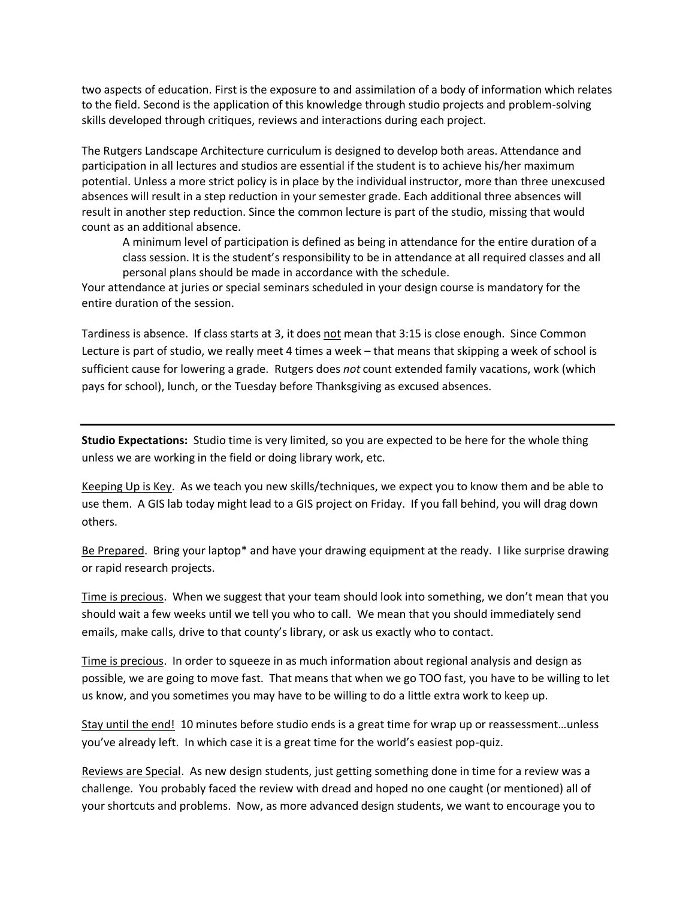two aspects of education. First is the exposure to and assimilation of a body of information which relates to the field. Second is the application of this knowledge through studio projects and problem-solving skills developed through critiques, reviews and interactions during each project.

The Rutgers Landscape Architecture curriculum is designed to develop both areas. Attendance and participation in all lectures and studios are essential if the student is to achieve his/her maximum potential. Unless a more strict policy is in place by the individual instructor, more than three unexcused absences will result in a step reduction in your semester grade. Each additional three absences will result in another step reduction. Since the common lecture is part of the studio, missing that would count as an additional absence.

> A minimum level of participation is defined as being in attendance for the entire duration of a class session. It is the student's responsibility to be in attendance at all required classes and all personal plans should be made in accordance with the schedule.

Your attendance at juries or special seminars scheduled in your design course is mandatory for the entire duration of the session.

Tardiness is absence. If class starts at 3, it does <u>not</u> mean that 3:15 is close enough. Since Common Lecture is part of studio, we really meet 4 times a week – that means that skipping a week of school is sufficient cause for lowering a grade. Rutgers does *not* count extended family vacations, work (which pays for school), lunch, or the Tuesday before Thanksgiving as excused absences.

---

**Studio Expectations:** Studio time is very limited, so you are expected to be here for the whole thing unless we are working in the field or doing library work, etc.

<u>Keeping Up is Key</u>. As we teach you new skills/techniques, we expect you to know them and be able to use them. A GIS lab today might lead to a GIS project on Friday. If you fall behind, you will drag down others.

<u>Be Prepared</u>. Bring your laptop* and have your drawing equipment at the ready. I like surprise drawing or rapid research projects.

<u>Time is precious</u>. When we suggest that your team should look into something, we don't mean that you should wait a few weeks until we tell you who to call. We mean that you should immediately send emails, make calls, drive to that county's library, or ask us exactly who to contact.

<u>Time is precious</u>. In order to squeeze in as much information about regional analysis and design as possible, we are going to move fast. That means that when we go TOO fast, you have to be willing to let us know, and you sometimes you may have to be willing to do a little extra work to keep up.

<u>Stay until the end!</u> 10 minutes before studio ends is a great time for wrap up or reassessment…unless you've already left. In which case it is a great time for the world's easiest pop-quiz.

<u>Reviews are Special</u>. As new design students, just getting something done in time for a review was a challenge. You probably faced the review with dread and hoped no one caught (or mentioned) all of your shortcuts and problems. Now, as more advanced design students, we want to encourage you to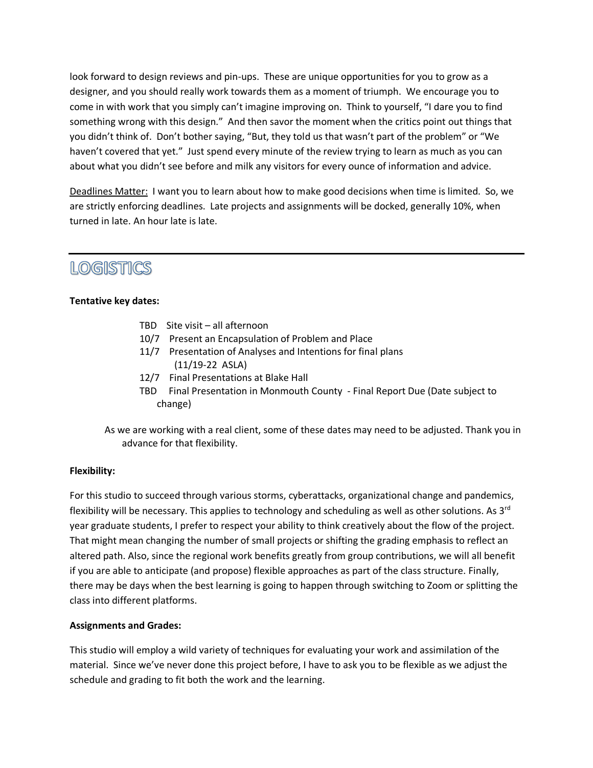look forward to design reviews and pin-ups. These are unique opportunities for you to grow as a designer, and you should really work towards them as a moment of triumph. We encourage you to come in with work that you simply can't imagine improving on. Think to yourself, "I dare you to find something wrong with this design." And then savor the moment when the critics point out things that you didn't think of. Don't bother saying, "But, they told us that wasn't part of the problem" or "We haven't covered that yet." Just spend every minute of the review trying to learn as much as you can about what you didn't see before and milk any visitors for every ounce of information and advice.

<u>Deadlines Matter:</u> I want you to learn about how to make good decisions when time is limited. So, we are strictly enforcing deadlines. Late projects and assignments will be docked, generally 10%, when turned in late. An hour late is late.

---

## LOGISTICS

**Tentative key dates:**

- TBD Site visit – all afternoon
- 10/7 Present an Encapsulation of Problem and Place
- 11/7 Presentation of Analyses and Intentions for final plans (11/19-22 ASLA)
- 12/7 Final Presentations at Blake Hall
- TBD Final Presentation in Monmouth County - Final Report Due (Date subject to change)

As we are working with a real client, some of these dates may need to be adjusted. Thank you in advance for that flexibility.

**Flexibility:**

For this studio to succeed through various storms, cyberattacks, organizational change and pandemics, flexibility will be necessary. This applies to technology and scheduling as well as other solutions. As 3rd year graduate students, I prefer to respect your ability to think creatively about the flow of the project. That might mean changing the number of small projects or shifting the grading emphasis to reflect an altered path. Also, since the regional work benefits greatly from group contributions, we will all benefit if you are able to anticipate (and propose) flexible approaches as part of the class structure. Finally, there may be days when the best learning is going to happen through switching to Zoom or splitting the class into different platforms.

**Assignments and Grades:**

This studio will employ a wild variety of techniques for evaluating your work and assimilation of the material. Since we've never done this project before, I have to ask you to be flexible as we adjust the schedule and grading to fit both the work and the learning.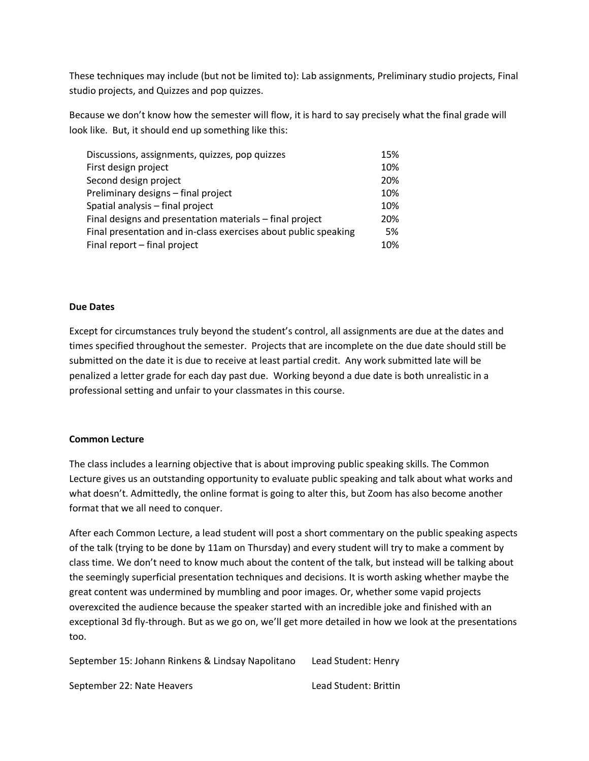These techniques may include (but not be limited to): Lab assignments, Preliminary studio projects, Final studio projects, and Quizzes and pop quizzes.

Because we don't know how the semester will flow, it is hard to say precisely what the final grade will look like. But, it should end up something like this:

| | |
|---|---|
| Discussions, assignments, quizzes, pop quizzes | 15% |
| First design project | 10% |
| Second design project | 20% |
| Preliminary designs – final project | 10% |
| Spatial analysis – final project | 10% |
| Final designs and presentation materials – final project | 20% |
| Final presentation and in-class exercises about public speaking | 5% |
| Final report – final project | 10% |

**Due Dates**

Except for circumstances truly beyond the student's control, all assignments are due at the dates and times specified throughout the semester. Projects that are incomplete on the due date should still be submitted on the date it is due to receive at least partial credit. Any work submitted late will be penalized a letter grade for each day past due. Working beyond a due date is both unrealistic in a professional setting and unfair to your classmates in this course.

**Common Lecture**

The class includes a learning objective that is about improving public speaking skills. The Common Lecture gives us an outstanding opportunity to evaluate public speaking and talk about what works and what doesn't. Admittedly, the online format is going to alter this, but Zoom has also become another format that we all need to conquer.

After each Common Lecture, a lead student will post a short commentary on the public speaking aspects of the talk (trying to be done by 11am on Thursday) and every student will try to make a comment by class time. We don't need to know much about the content of the talk, but instead will be talking about the seemingly superficial presentation techniques and decisions. It is worth asking whether maybe the great content was undermined by mumbling and poor images. Or, whether some vapid projects overexcited the audience because the speaker started with an incredible joke and finished with an exceptional 3d fly-through. But as we go on, we'll get more detailed in how we look at the presentations too.

| | |
|---|---|
| September 15: Johann Rinkens & Lindsay Napolitano | Lead Student: Henry |
| September 22: Nate Heavers | Lead Student: Brittin |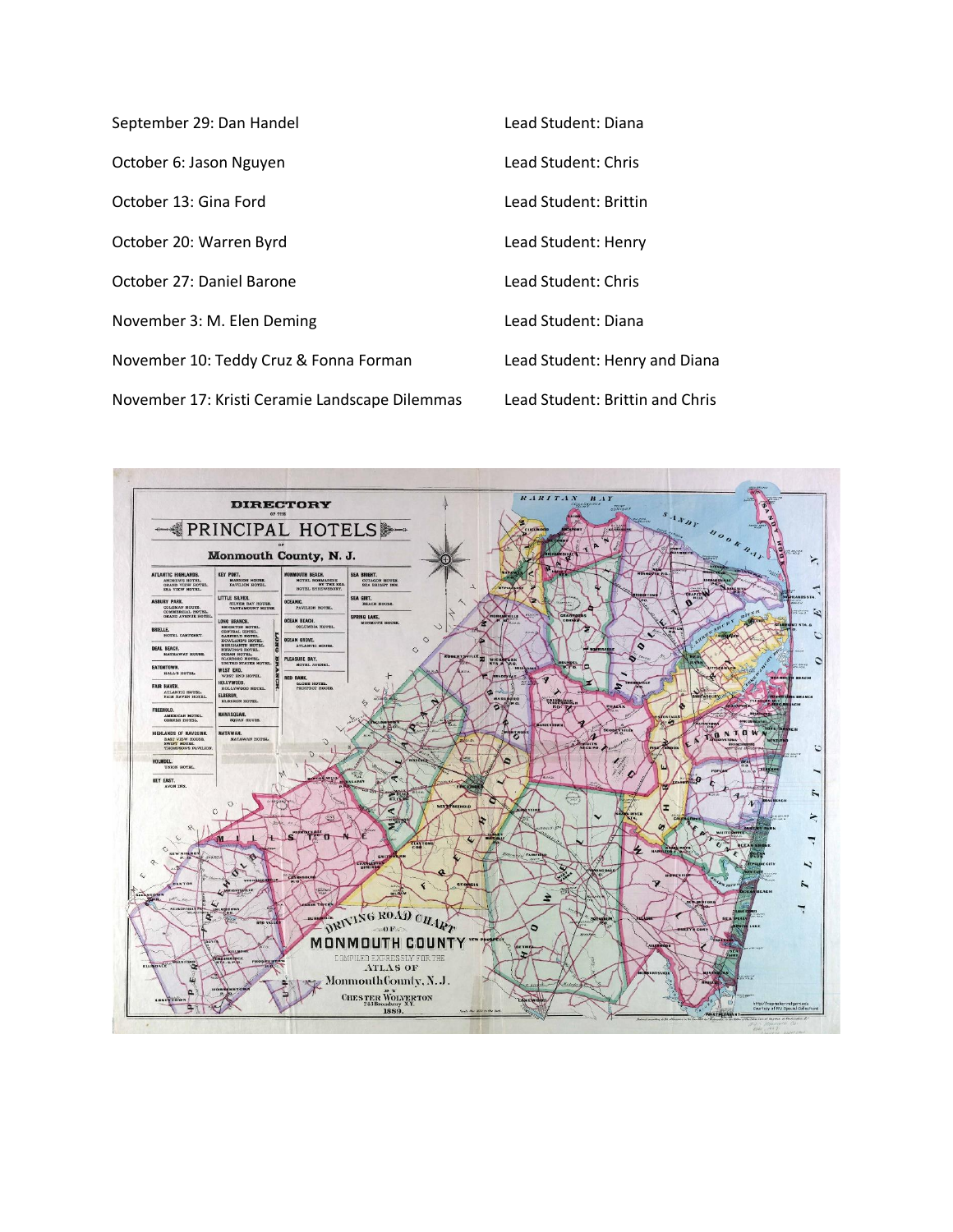| | |
|---|---|
| September 29: Dan Handel | Lead Student: Diana |
| October 6: Jason Nguyen | Lead Student: Chris |
| October 13: Gina Ford | Lead Student: Brittin |
| October 20: Warren Byrd | Lead Student: Henry |
| October 27: Daniel Barone | Lead Student: Chris |
| November 3: M. Elen Deming | Lead Student: Diana |
| November 10: Teddy Cruz & Fonna Forman | Lead Student: Henry and Diana |
| November 17: Kristi Ceramie Landscape Dilemmas | Lead Student: Brittin and Chris |